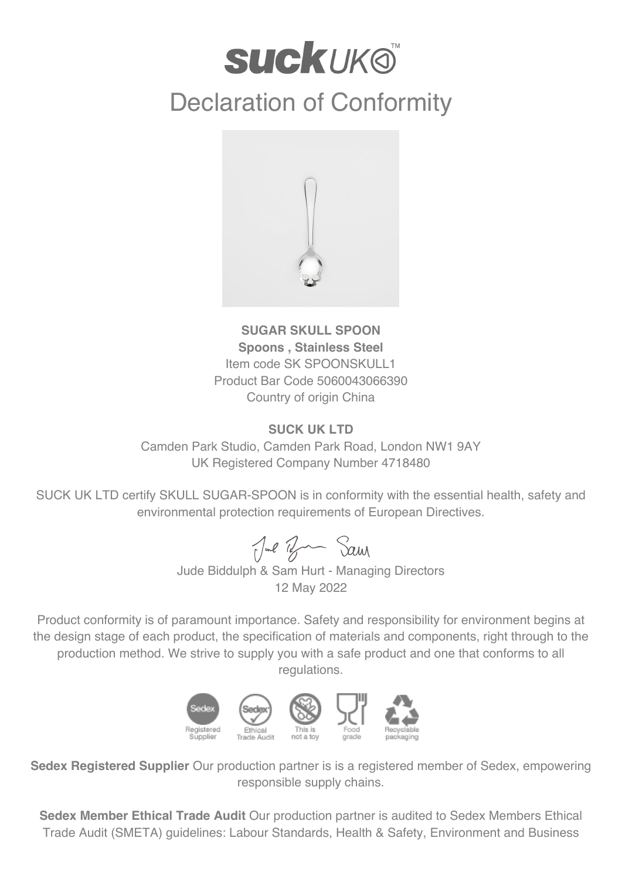# suck UK™

# Declaration of Conformity

**SUGAR SKULL SPOON**
**Spoons , Stainless Steel**
Item code SK SPOONSKULL1
Product Bar Code 5060043066390
Country of origin China

**SUCK UK LTD**
Camden Park Studio, Camden Park Road, London NW1 9AY
UK Registered Company Number 4718480

SUCK UK LTD certify SKULL SUGAR-SPOON is in conformity with the essential health, safety and environmental protection requirements of European Directives.

Jude Biddulph & Sam Hurt - Managing Directors
12 May 2022

Product conformity is of paramount importance. Safety and responsibility for environment begins at the design stage of each product, the specification of materials and components, right through to the production method. We strive to supply you with a safe product and one that conforms to all regulations.

Registered Supplier | Ethical Trade Audit | This is not a toy | Food grade | Recyclable packaging

**Sedex Registered Supplier** Our production partner is is a registered member of Sedex, empowering responsible supply chains.

**Sedex Member Ethical Trade Audit** Our production partner is audited to Sedex Members Ethical Trade Audit (SMETA) guidelines: Labour Standards, Health & Safety, Environment and Business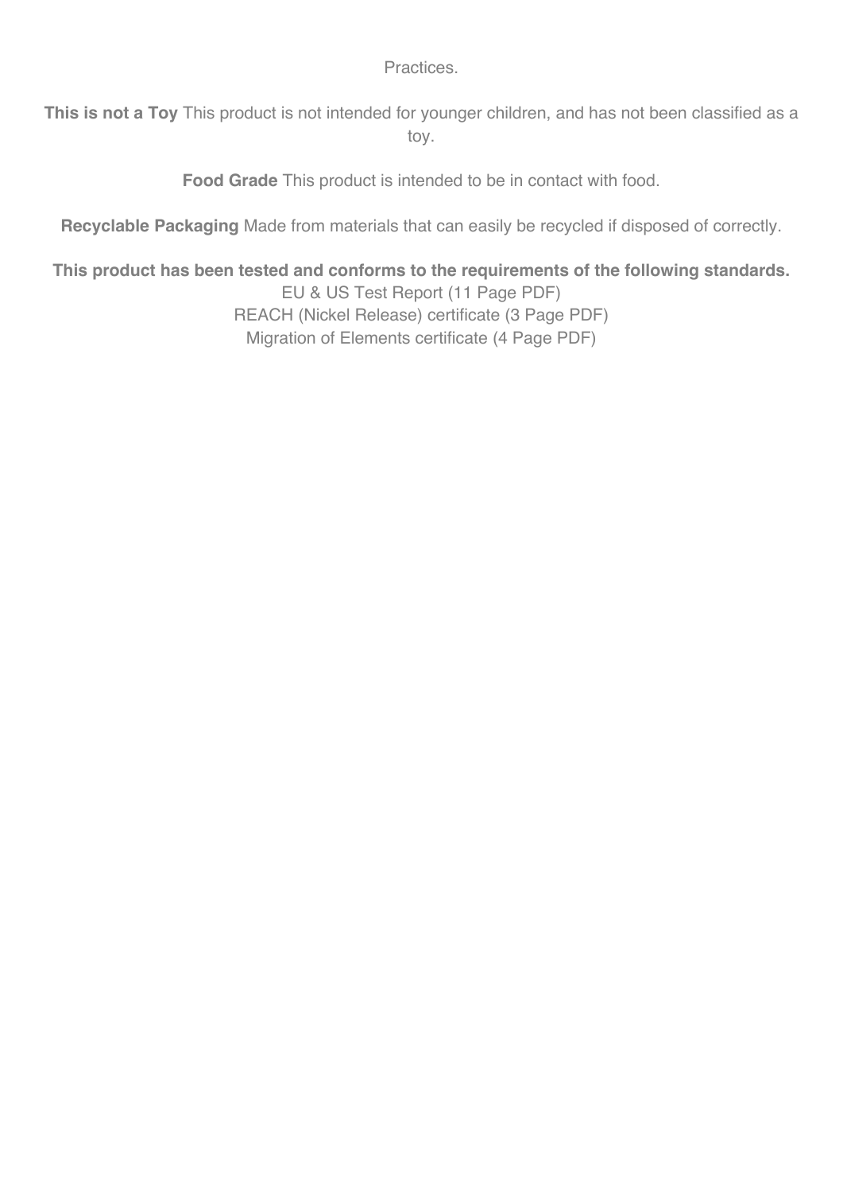Practices.

**This is not a Toy** This product is not intended for younger children, and has not been classified as a toy.

**Food Grade** This product is intended to be in contact with food.

**Recyclable Packaging** Made from materials that can easily be recycled if disposed of correctly.

**This product has been tested and conforms to the requirements of the following standards.**
EU & US Test Report (11 Page PDF)
REACH (Nickel Release) certificate (3 Page PDF)
Migration of Elements certificate (4 Page PDF)